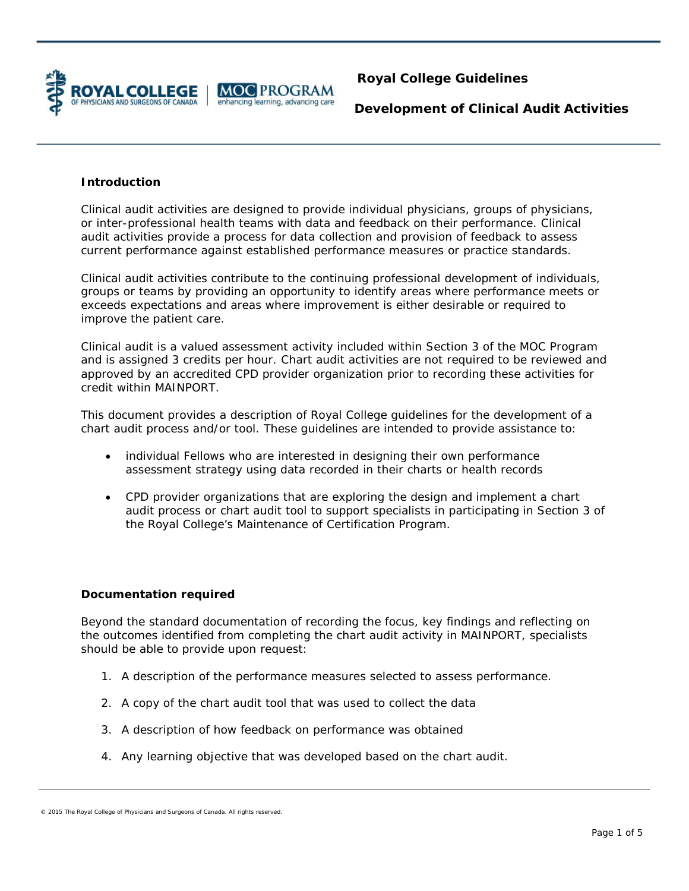# Royal College Guidelines

## Development of Clinical Audit Activities

### Introduction

Clinical audit activities are designed to provide individual physicians, groups of physicians, or inter-professional health teams with data and feedback on their performance. Clinical audit activities provide a process for data collection and provision of feedback to assess current performance against established performance measures or practice standards.

Clinical audit activities contribute to the continuing professional development of individuals, groups or teams by providing an opportunity to identify areas where performance meets or exceeds expectations and areas where improvement is either desirable or required to improve the patient care.

Clinical audit is a valued assessment activity included within Section 3 of the MOC Program and is assigned 3 credits per hour. Chart audit activities are not required to be reviewed and approved by an accredited CPD provider organization prior to recording these activities for credit within MAINPORT.

This document provides a description of Royal College guidelines for the development of a chart audit process and/or tool. These guidelines are intended to provide assistance to:

- individual Fellows who are interested in designing their own performance assessment strategy using data recorded in their charts or health records
- CPD provider organizations that are exploring the design and implement a chart audit process or chart audit tool to support specialists in participating in Section 3 of the Royal College's Maintenance of Certification Program.

### Documentation required

Beyond the standard documentation of recording the focus, key findings and reflecting on the outcomes identified from completing the chart audit activity in MAINPORT, specialists should be able to provide upon request:

1. A description of the performance measures selected to assess performance.
2. A copy of the chart audit tool that was used to collect the data
3. A description of how feedback on performance was obtained
4. Any learning objective that was developed based on the chart audit.

© 2015 The Royal College of Physicians and Surgeons of Canada. All rights reserved.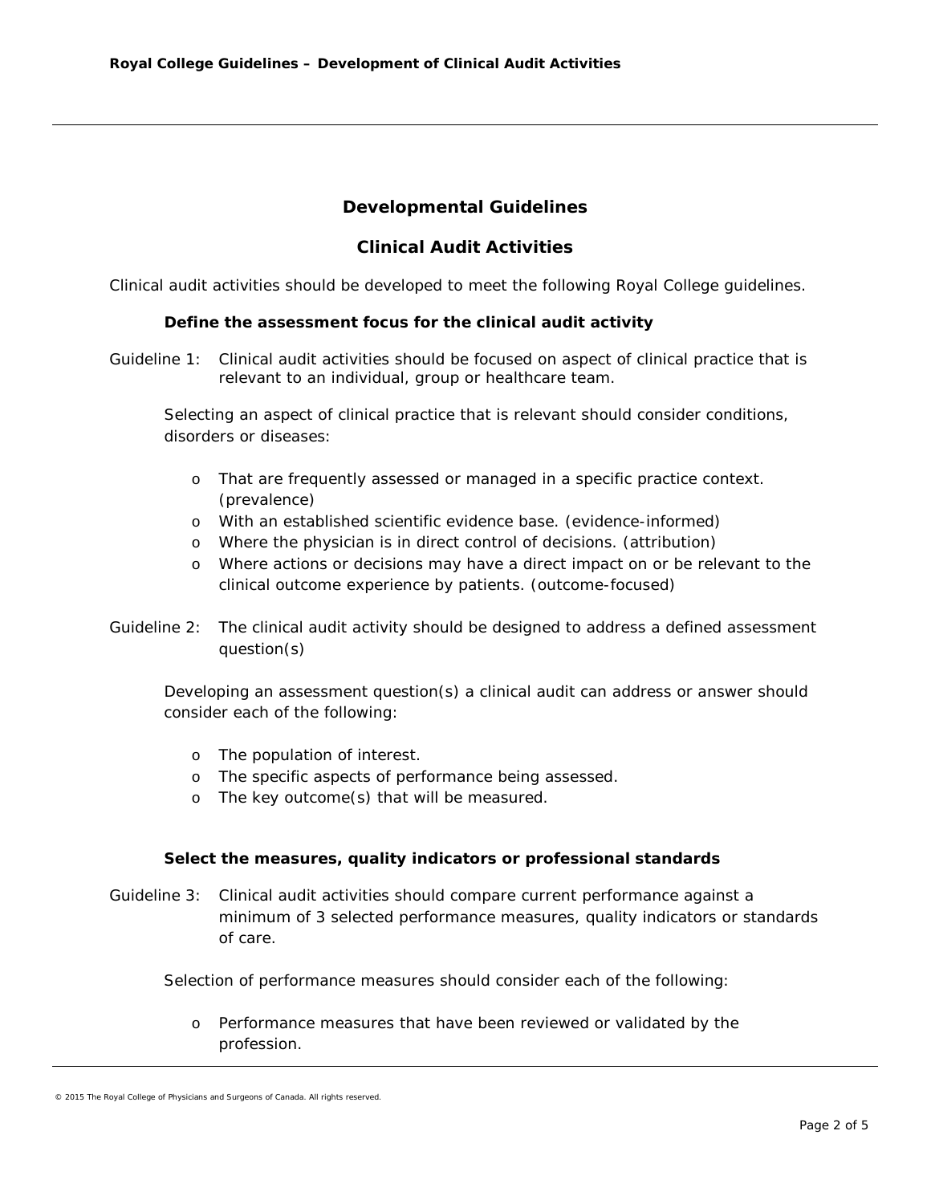## Developmental Guidelines

## Clinical Audit Activities

Clinical audit activities should be developed to meet the following Royal College guidelines.

### Define the assessment focus for the clinical audit activity

Guideline 1: Clinical audit activities should be focused on aspect of clinical practice that is relevant to an individual, group or healthcare team.

Selecting an aspect of clinical practice that is relevant should consider conditions, disorders or diseases:

- That are frequently assessed or managed in a specific practice context. (prevalence)
- With an established scientific evidence base. (evidence-informed)
- Where the physician is in direct control of decisions. (attribution)
- Where actions or decisions may have a direct impact on or be relevant to the clinical outcome experience by patients. (outcome-focused)

Guideline 2: The clinical audit activity should be designed to address a defined assessment question(s)

Developing an assessment question(s) a clinical audit can address or answer should consider each of the following:

- The population of interest.
- The specific aspects of performance being assessed.
- The key outcome(s) that will be measured.

### Select the measures, quality indicators or professional standards

Guideline 3: Clinical audit activities should compare current performance against a minimum of 3 selected performance measures, quality indicators or standards of care.

Selection of performance measures should consider each of the following:

- Performance measures that have been reviewed or validated by the profession.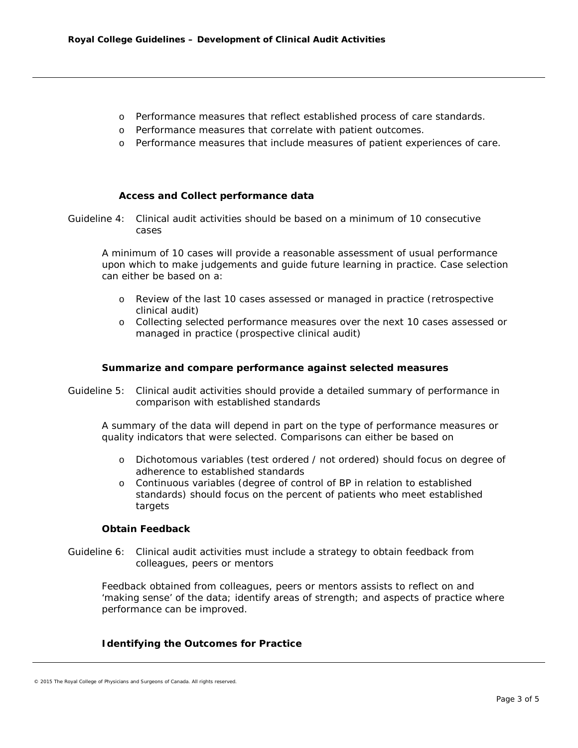- Performance measures that reflect established process of care standards.
- Performance measures that correlate with patient outcomes.
- Performance measures that include measures of patient experiences of care.

### Access and Collect performance data

Guideline 4: Clinical audit activities should be based on a minimum of 10 consecutive cases

A minimum of 10 cases will provide a reasonable assessment of usual performance upon which to make judgements and guide future learning in practice. Case selection can either be based on a:

- Review of the last 10 cases assessed or managed in practice (retrospective clinical audit)
- Collecting selected performance measures over the next 10 cases assessed or managed in practice (prospective clinical audit)

### Summarize and compare performance against selected measures

Guideline 5: Clinical audit activities should provide a detailed summary of performance in comparison with established standards

A summary of the data will depend in part on the type of performance measures or quality indicators that were selected. Comparisons can either be based on

- Dichotomous variables (test ordered / not ordered) should focus on degree of adherence to established standards
- Continuous variables (degree of control of BP in relation to established standards) should focus on the percent of patients who meet established targets

### Obtain Feedback

Guideline 6: Clinical audit activities must include a strategy to obtain feedback from colleagues, peers or mentors

Feedback obtained from colleagues, peers or mentors assists to reflect on and 'making sense' of the data; identify areas of strength; and aspects of practice where performance can be improved.

### Identifying the Outcomes for Practice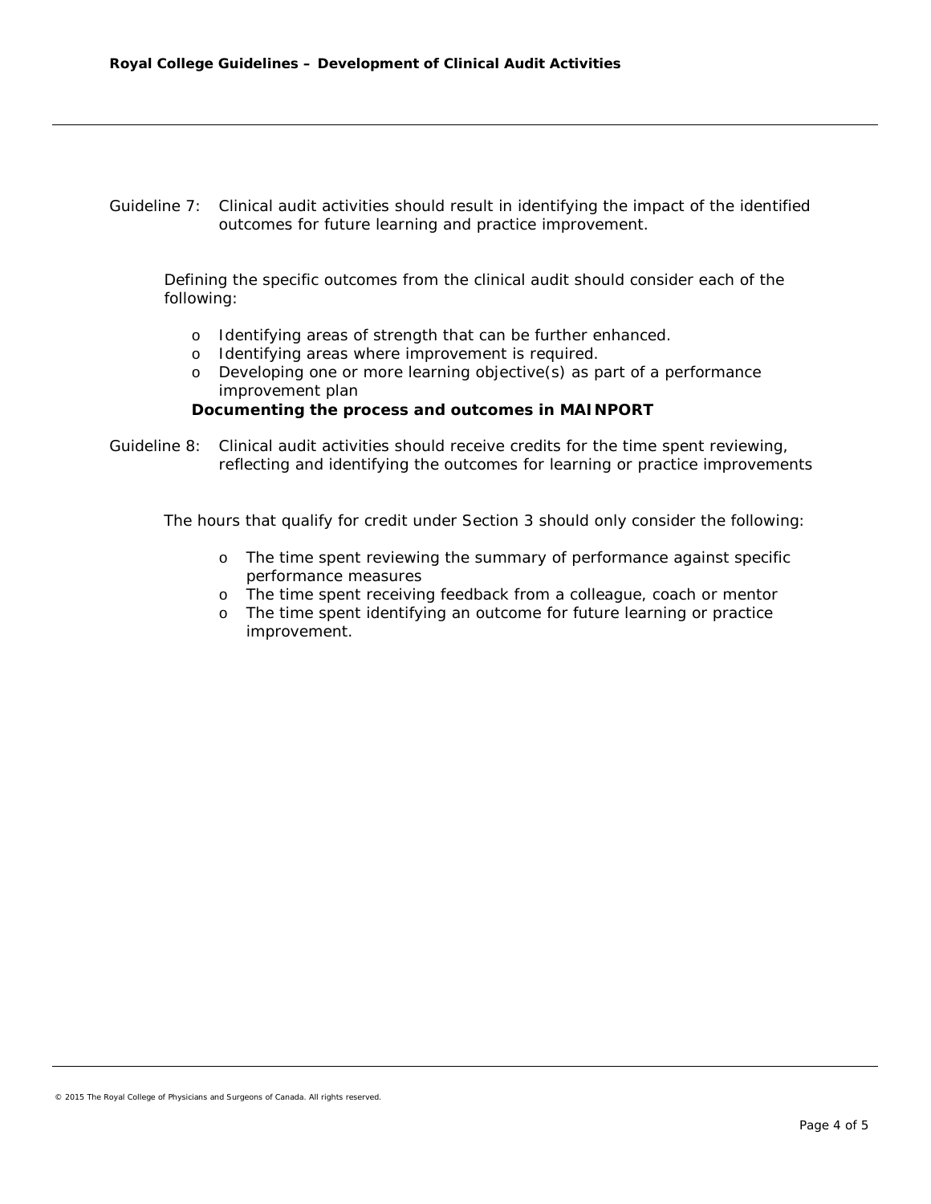Guideline 7: Clinical audit activities should result in identifying the impact of the identified outcomes for future learning and practice improvement.

Defining the specific outcomes from the clinical audit should consider each of the following:

- Identifying areas of strength that can be further enhanced.
- Identifying areas where improvement is required.
- Developing one or more learning objective(s) as part of a performance improvement plan

**Documenting the process and outcomes in MAINPORT**

Guideline 8: Clinical audit activities should receive credits for the time spent reviewing, reflecting and identifying the outcomes for learning or practice improvements

The hours that qualify for credit under Section 3 should only consider the following:

- The time spent reviewing the summary of performance against specific performance measures
- The time spent receiving feedback from a colleague, coach or mentor
- The time spent identifying an outcome for future learning or practice improvement.

© 2015 The Royal College of Physicians and Surgeons of Canada. All rights reserved.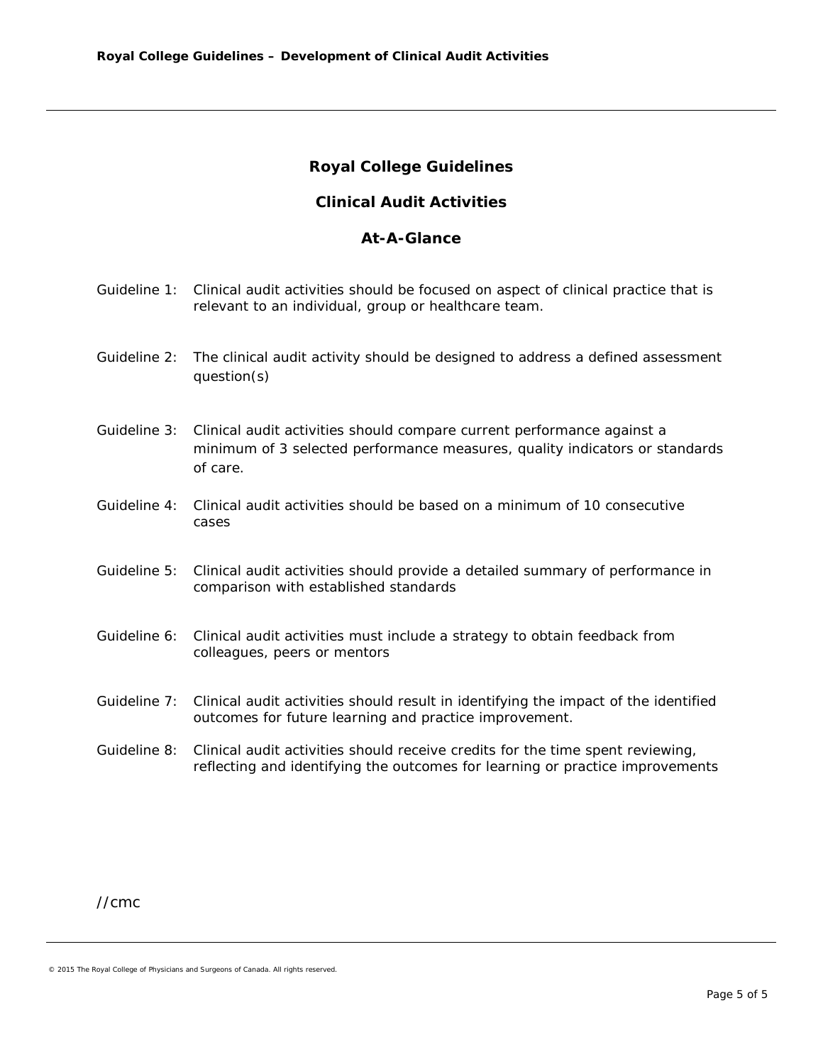## Royal College Guidelines

## Clinical Audit Activities

## At-A-Glance

Guideline 1: Clinical audit activities should be focused on aspect of clinical practice that is relevant to an individual, group or healthcare team.

Guideline 2: The clinical audit activity should be designed to address a defined assessment question(s)

Guideline 3: Clinical audit activities should compare current performance against a minimum of 3 selected performance measures, quality indicators or standards of care.

Guideline 4: Clinical audit activities should be based on a minimum of 10 consecutive cases

Guideline 5: Clinical audit activities should provide a detailed summary of performance in comparison with established standards

Guideline 6: Clinical audit activities must include a strategy to obtain feedback from colleagues, peers or mentors

Guideline 7: Clinical audit activities should result in identifying the impact of the identified outcomes for future learning and practice improvement.

Guideline 8: Clinical audit activities should receive credits for the time spent reviewing, reflecting and identifying the outcomes for learning or practice improvements

//cmc

© 2015 The Royal College of Physicians and Surgeons of Canada. All rights reserved.